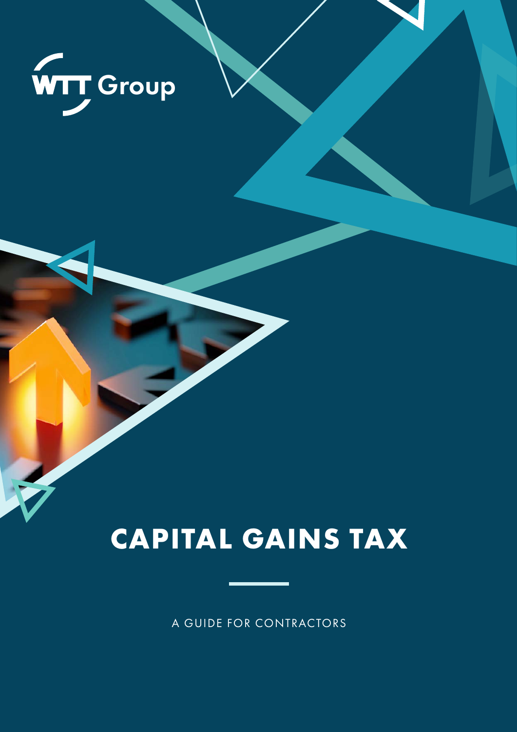WTT Group

# CAPITAL GAINS TAX

A GUIDE FOR CONTRACTORS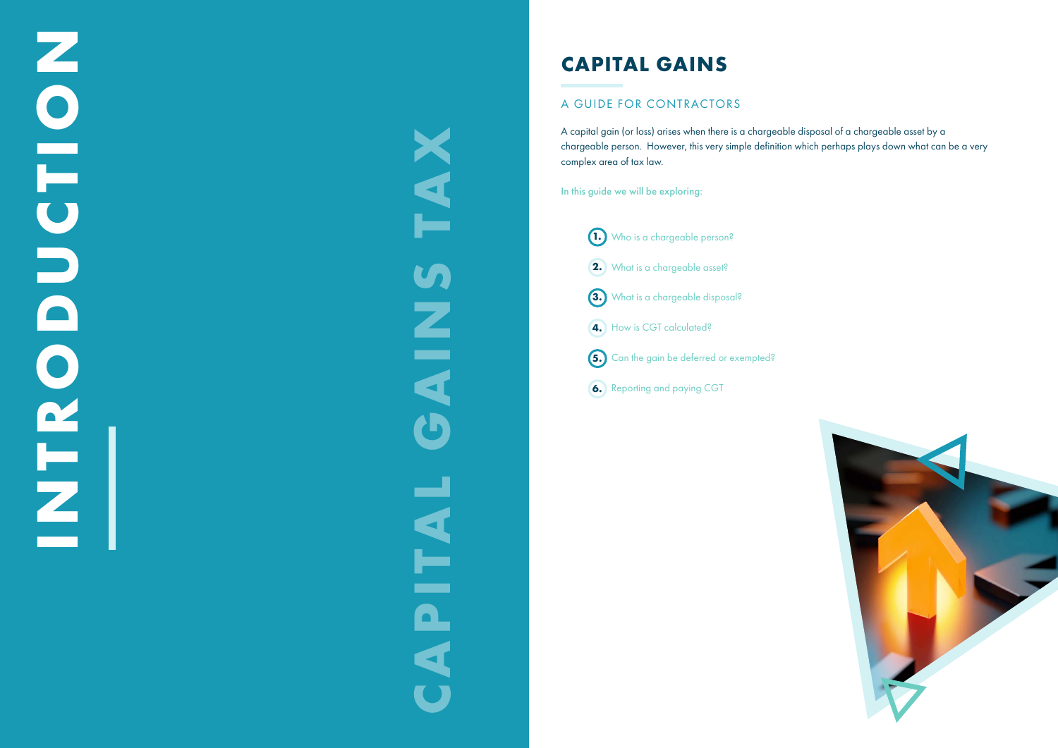# INTRODUCTION

## CAPITAL GAINS TAX

## CAPITAL GAINS

### A GUIDE FOR CONTRACTORS

A capital gain (or loss) arises when there is a chargeable disposal of a chargeable asset by a chargeable person. However, this very simple definition which perhaps plays down what can be a very complex area of tax law.

In this guide we will be exploring:

1. Who is a chargeable person?
2. What is a chargeable asset?
3. What is a chargeable disposal?
4. How is CGT calculated?
5. Can the gain be deferred or exempted?
6. Reporting and paying CGT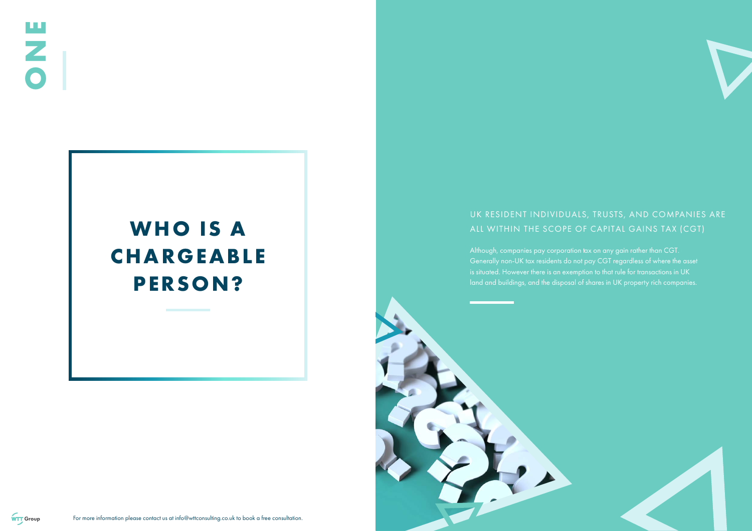ONE

# WHO IS A CHARGEABLE PERSON?

## UK RESIDENT INDIVIDUALS, TRUSTS, AND COMPANIES ARE ALL WITHIN THE SCOPE OF CAPITAL GAINS TAX (CGT)

Although, companies pay corporation tax on any gain rather than CGT. Generally non-UK tax residents do not pay CGT regardless of where the asset is situated. However there is an exemption to that rule for transactions in UK land and buildings, and the disposal of shares in UK property rich companies.

For more information please contact us at info@wttconsulting.co.uk to book a free consultation.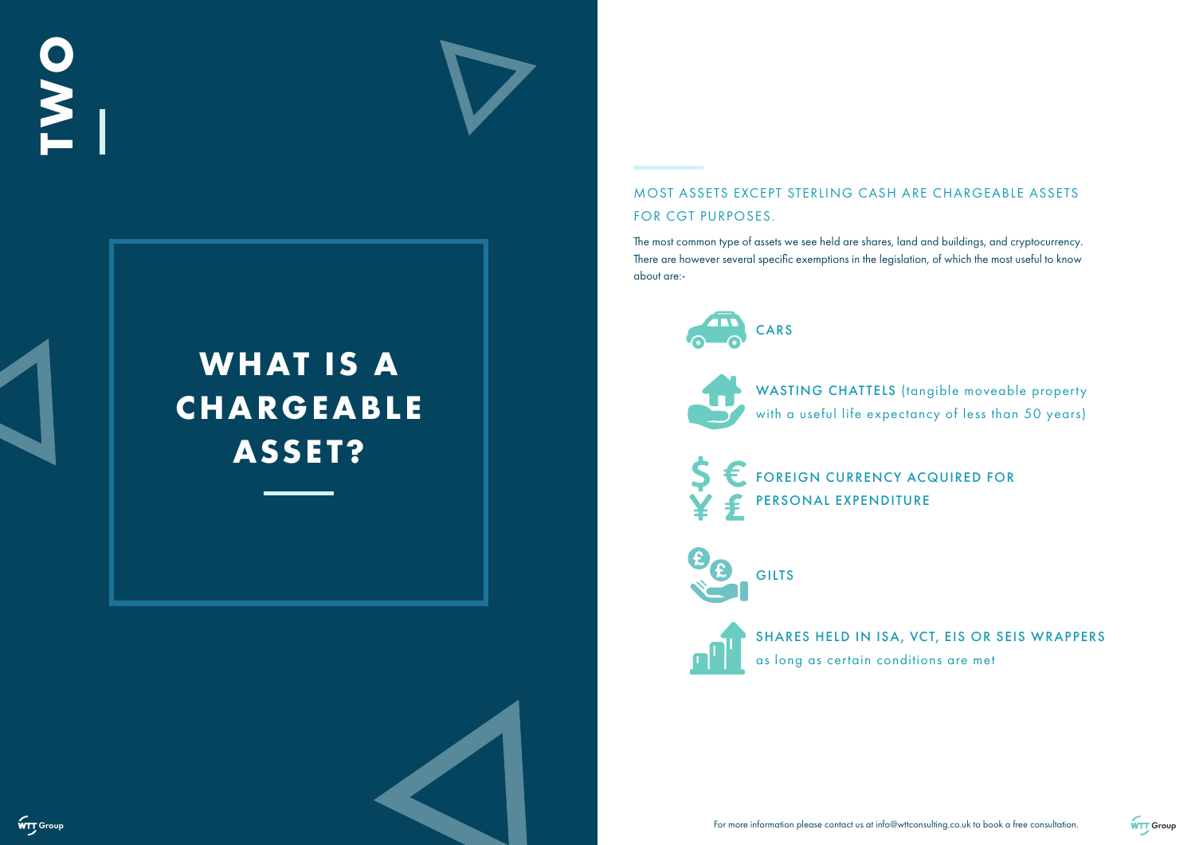# TWO

## WHAT IS A CHARGEABLE ASSET?

MOST ASSETS EXCEPT STERLING CASH ARE CHARGEABLE ASSETS FOR CGT PURPOSES.

The most common type of assets we see held are shares, land and buildings, and cryptocurrency. There are however several specific exemptions in the legislation, of which the most useful to know about are:-

- CARS
- WASTING CHATTELS (tangible moveable property with a useful life expectancy of less than 50 years)
- FOREIGN CURRENCY ACQUIRED FOR PERSONAL EXPENDITURE
- GILTS
- SHARES HELD IN ISA, VCT, EIS OR SEIS WRAPPERS as long as certain conditions are met

For more information please contact us at info@wttconsulting.co.uk to book a free consultation.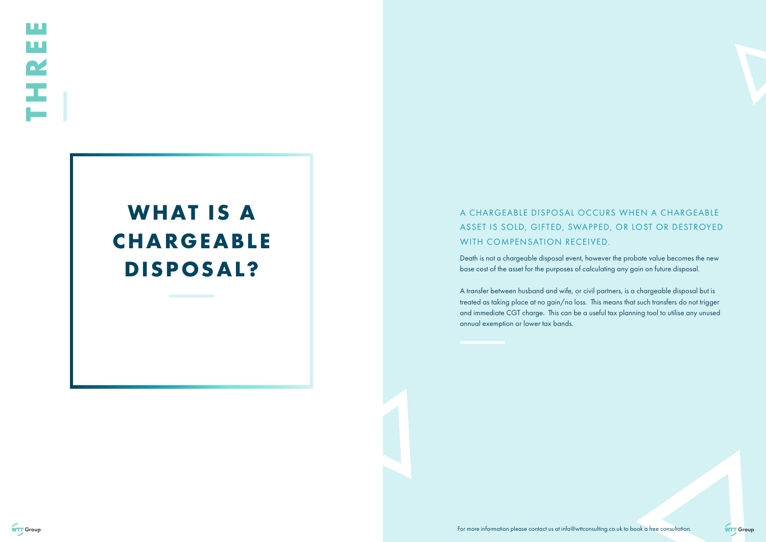THREE

# WHAT IS A CHARGEABLE DISPOSAL?

## A CHARGEABLE DISPOSAL OCCURS WHEN A CHARGEABLE ASSET IS SOLD, GIFTED, SWAPPED, OR LOST OR DESTROYED WITH COMPENSATION RECEIVED.

Death is not a chargeable disposal event, however the probate value becomes the new base cost of the asset for the purposes of calculating any gain on future disposal.

A transfer between husband and wife, or civil partners, is a chargeable disposal but is treated as taking place at no gain/no loss. This means that such transfers do not trigger and immediate CGT charge. This can be a useful tax planning tool to utilise any unused annual exemption or lower tax bands.

For more information please contact us at info@wttconsulting.co.uk to book a free consultation.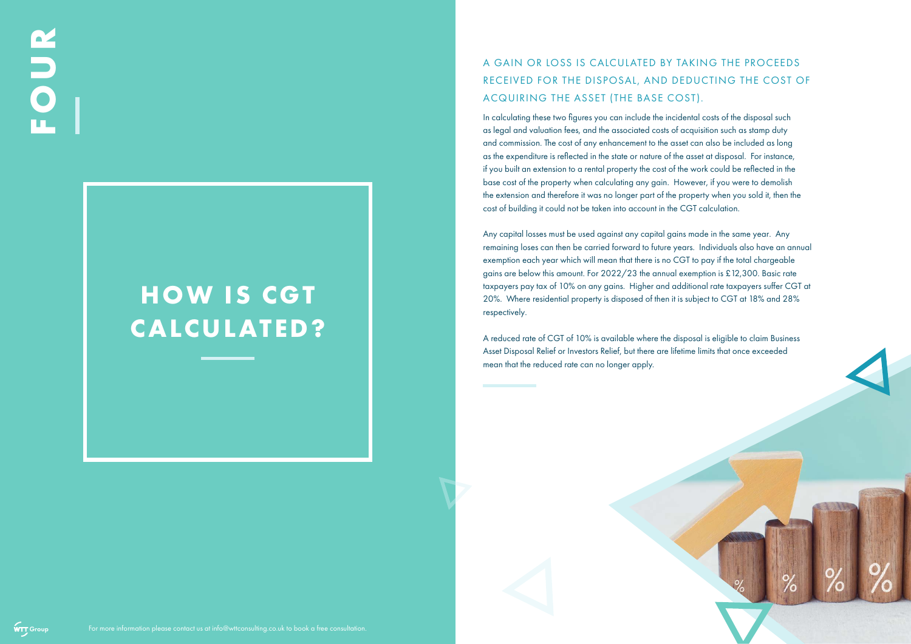FOUR

# HOW IS CGT CALCULATED?

## A GAIN OR LOSS IS CALCULATED BY TAKING THE PROCEEDS RECEIVED FOR THE DISPOSAL, AND DEDUCTING THE COST OF ACQUIRING THE ASSET (THE BASE COST).

In calculating these two figures you can include the incidental costs of the disposal such as legal and valuation fees, and the associated costs of acquisition such as stamp duty and commission. The cost of any enhancement to the asset can also be included as long as the expenditure is reflected in the state or nature of the asset at disposal. For instance, if you built an extension to a rental property the cost of the work could be reflected in the base cost of the property when calculating any gain. However, if you were to demolish the extension and therefore it was no longer part of the property when you sold it, then the cost of building it could not be taken into account in the CGT calculation.

Any capital losses must be used against any capital gains made in the same year. Any remaining loses can then be carried forward to future years. Individuals also have an annual exemption each year which will mean that there is no CGT to pay if the total chargeable gains are below this amount. For 2022/23 the annual exemption is £12,300. Basic rate taxpayers pay tax of 10% on any gains. Higher and additional rate taxpayers suffer CGT at 20%. Where residential property is disposed of then it is subject to CGT at 18% and 28% respectively.

A reduced rate of CGT of 10% is available where the disposal is eligible to claim Business Asset Disposal Relief or Investors Relief, but there are lifetime limits that once exceeded mean that the reduced rate can no longer apply.

For more information please contact us at info@wttconsulting.co.uk to book a free consultation.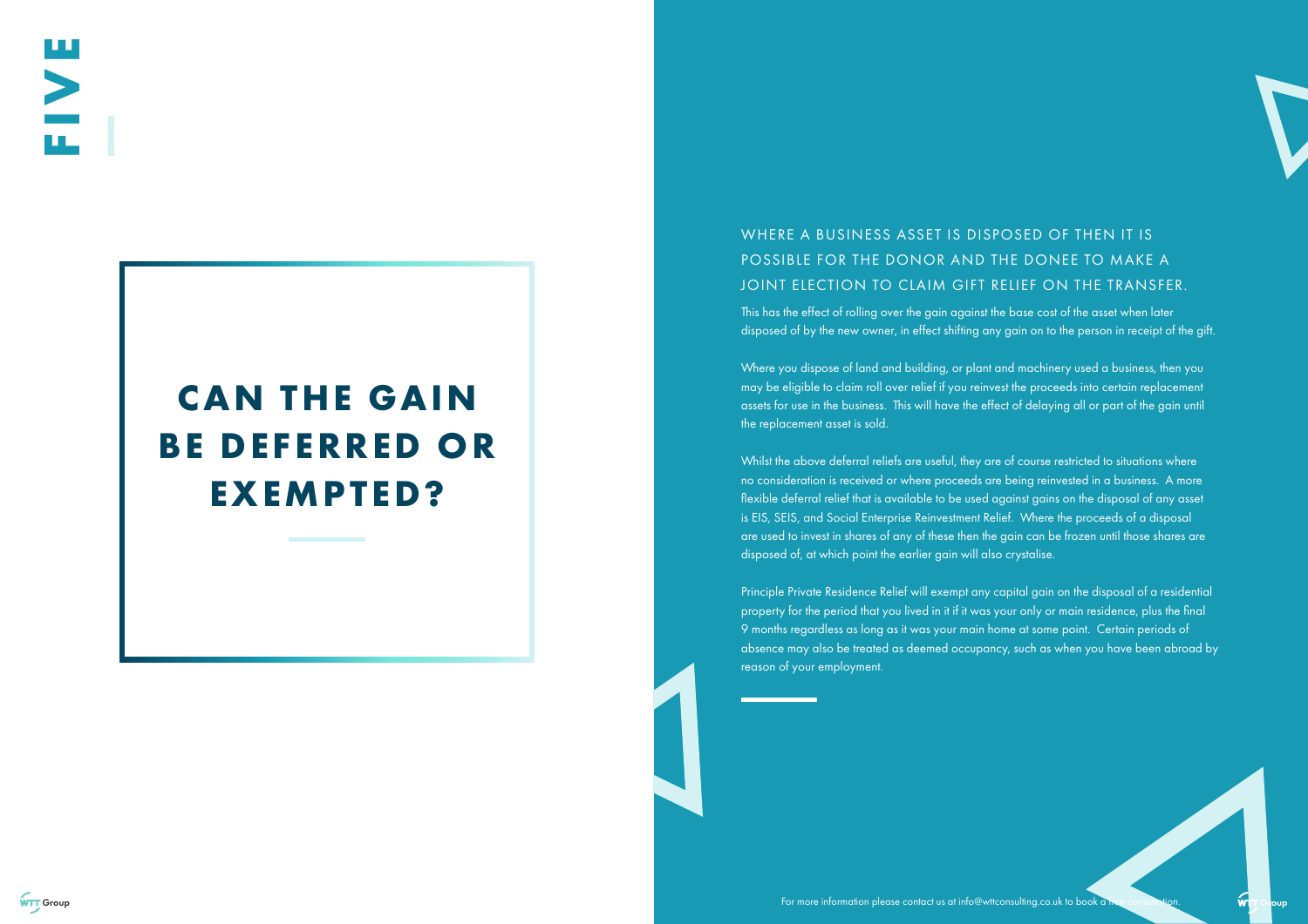FIVE

# CAN THE GAIN BE DEFERRED OR EXEMPTED?

## WHERE A BUSINESS ASSET IS DISPOSED OF THEN IT IS POSSIBLE FOR THE DONOR AND THE DONEE TO MAKE A JOINT ELECTION TO CLAIM GIFT RELIEF ON THE TRANSFER.

This has the effect of rolling over the gain against the base cost of the asset when later disposed of by the new owner, in effect shifting any gain on to the person in receipt of the gift.

Where you dispose of land and building, or plant and machinery used a business, then you may be eligible to claim roll over relief if you reinvest the proceeds into certain replacement assets for use in the business. This will have the effect of delaying all or part of the gain until the replacement asset is sold.

Whilst the above deferral reliefs are useful, they are of course restricted to situations where no consideration is received or where proceeds are being reinvested in a business. A more flexible deferral relief that is available to be used against gains on the disposal of any asset is EIS, SEIS, and Social Enterprise Reinvestment Relief. Where the proceeds of a disposal are used to invest in shares of any of these then the gain can be frozen until those shares are disposed of, at which point the earlier gain will also crystalise.

Principle Private Residence Relief will exempt any capital gain on the disposal of a residential property for the period that you lived in it if it was your only or main residence, plus the final 9 months regardless as long as it was your main home at some point. Certain periods of absence may also be treated as deemed occupancy, such as when you have been abroad by reason of your employment.

For more information please contact us at info@wttconsulting.co.uk to book a free consultation.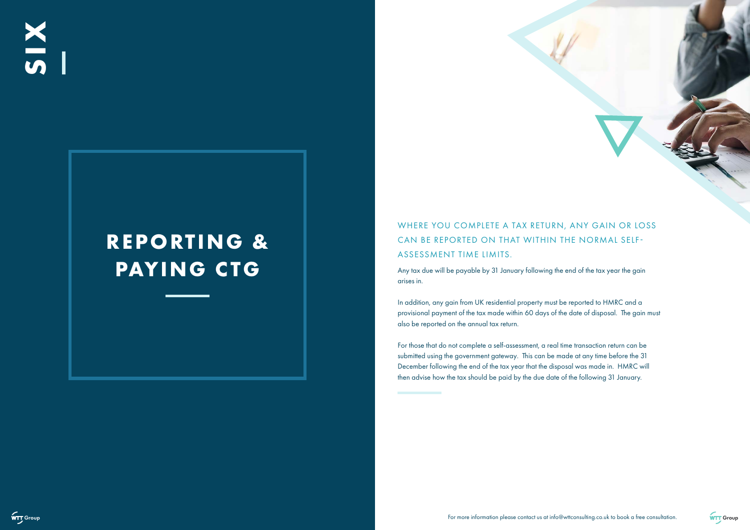SIX

# REPORTING & PAYING CTG

## WHERE YOU COMPLETE A TAX RETURN, ANY GAIN OR LOSS CAN BE REPORTED ON THAT WITHIN THE NORMAL SELF-ASSESSMENT TIME LIMITS.

Any tax due will be payable by 31 January following the end of the tax year the gain arises in.

In addition, any gain from UK residential property must be reported to HMRC and a provisional payment of the tax made within 60 days of the date of disposal. The gain must also be reported on the annual tax return.

For those that do not complete a self-assessment, a real time transaction return can be submitted using the government gateway. This can be made at any time before the 31 December following the end of the tax year that the disposal was made in. HMRC will then advise how the tax should be paid by the due date of the following 31 January.

For more information please contact us at info@wttconsulting.co.uk to book a free consultation.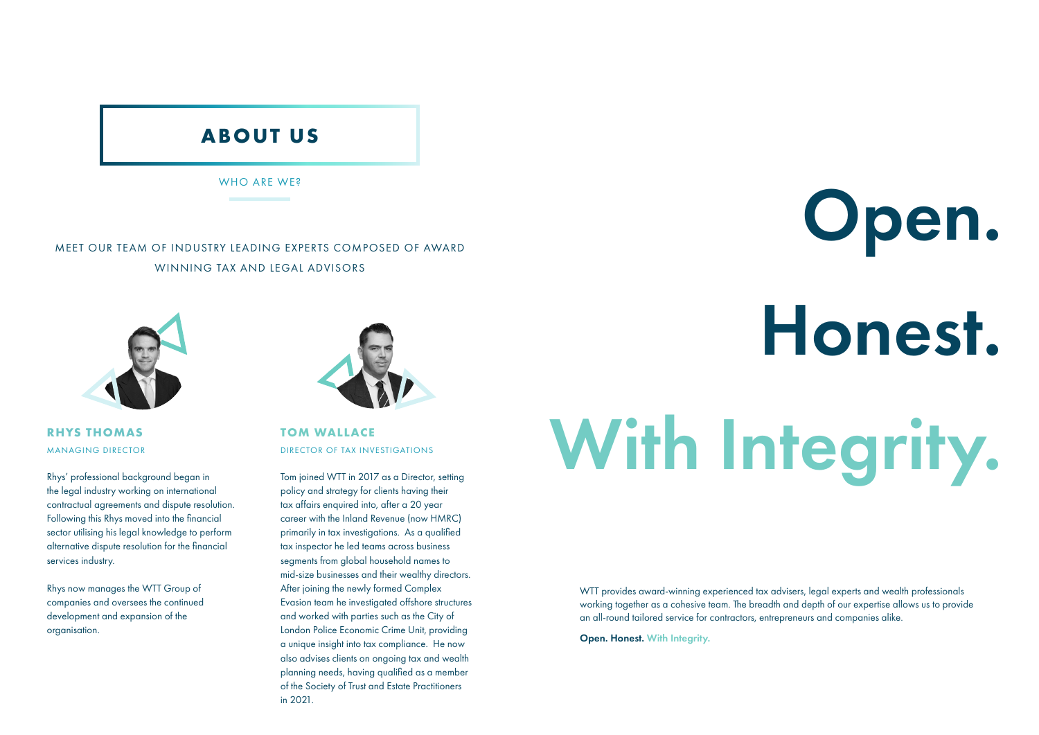# ABOUT US

WHO ARE WE?

MEET OUR TEAM OF INDUSTRY LEADING EXPERTS COMPOSED OF AWARD WINNING TAX AND LEGAL ADVISORS

### RHYS THOMAS

MANAGING DIRECTOR

Rhys' professional background began in the legal industry working on international contractual agreements and dispute resolution. Following this Rhys moved into the financial sector utilising his legal knowledge to perform alternative dispute resolution for the financial services industry.

Rhys now manages the WTT Group of companies and oversees the continued development and expansion of the organisation.

### TOM WALLACE

DIRECTOR OF TAX INVESTIGATIONS

Tom joined WTT in 2017 as a Director, setting policy and strategy for clients having their tax affairs enquired into, after a 20 year career with the Inland Revenue (now HMRC) primarily in tax investigations. As a qualified tax inspector he led teams across business segments from global household names to mid-size businesses and their wealthy directors. After joining the newly formed Complex Evasion team he investigated offshore structures and worked with parties such as the City of London Police Economic Crime Unit, providing a unique insight into tax compliance. He now also advises clients on ongoing tax and wealth planning needs, having qualified as a member of the Society of Trust and Estate Practitioners in 2021.

# Open.

# Honest.

# With Integrity.

WTT provides award-winning experienced tax advisers, legal experts and wealth professionals working together as a cohesive team. The breadth and depth of our expertise allows us to provide an all-round tailored service for contractors, entrepreneurs and companies alike.

**Open. Honest. With Integrity.**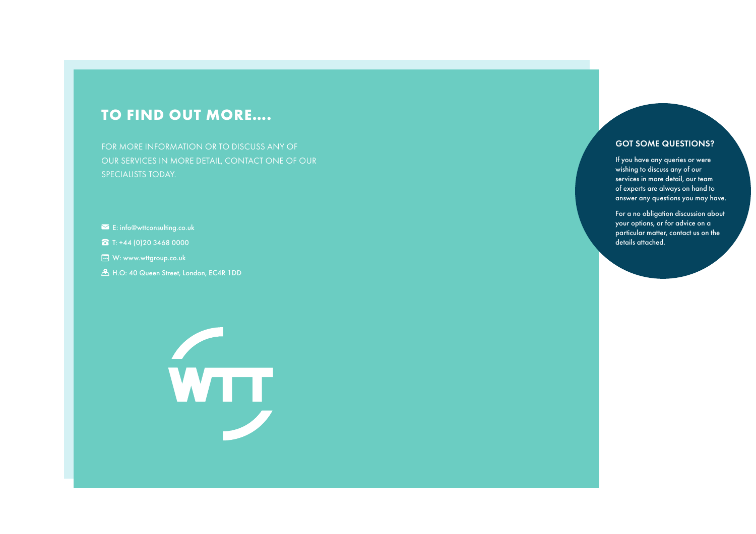## TO FIND OUT MORE....

FOR MORE INFORMATION OR TO DISCUSS ANY OF OUR SERVICES IN MORE DETAIL, CONTACT ONE OF OUR SPECIALISTS TODAY.

- E: info@wttconsulting.co.uk
- T: +44 (0)20 3468 0000
- W: www.wttgroup.co.uk
- H.O: 40 Queen Street, London, EC4R 1DD

WTT

### GOT SOME QUESTIONS?

If you have any queries or were wishing to discuss any of our services in more detail, our team of experts are always on hand to answer any questions you may have.

For a no obligation discussion about your options, or for advice on a particular matter, contact us on the details attached.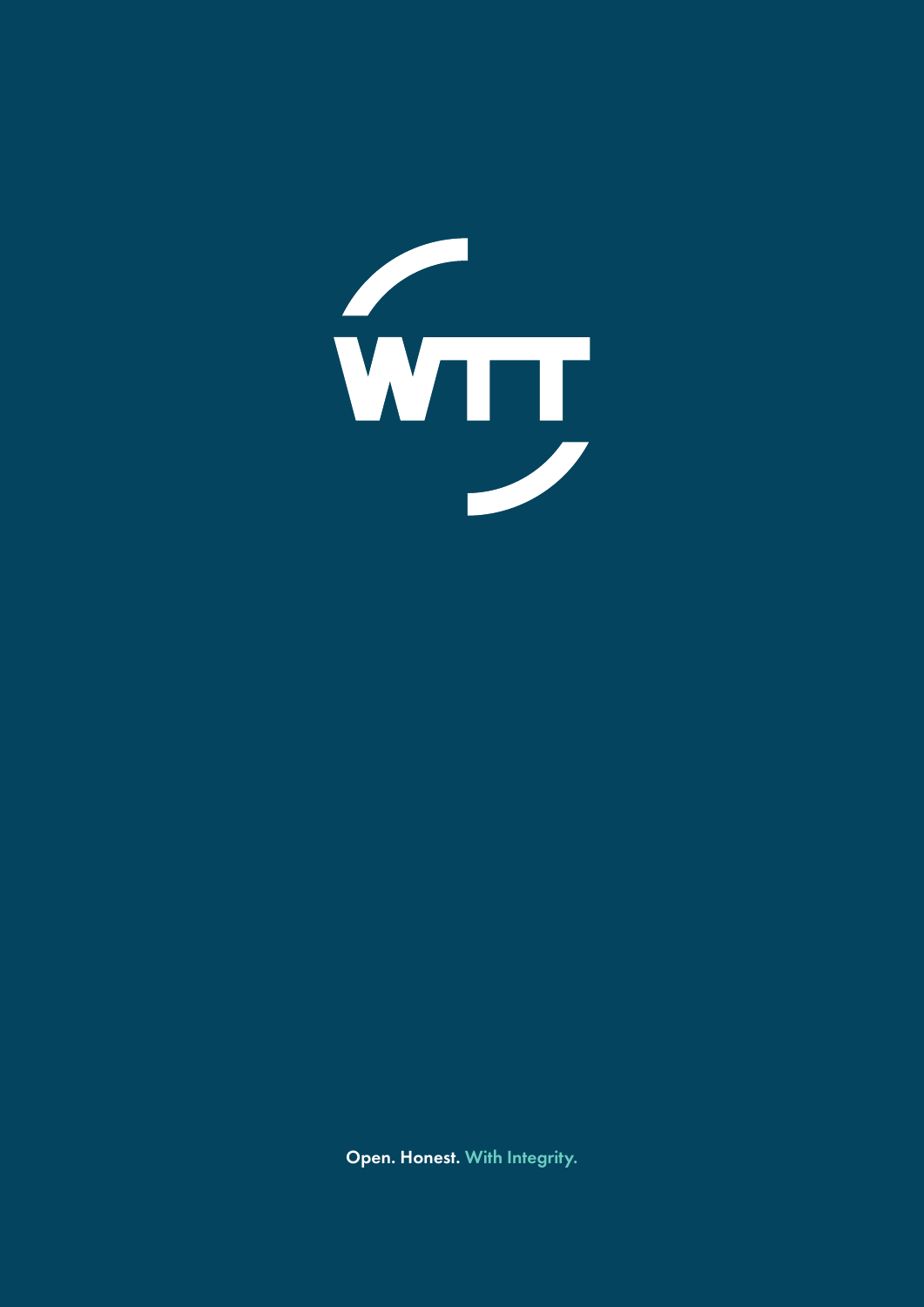WTT

Open. Honest. With Integrity.